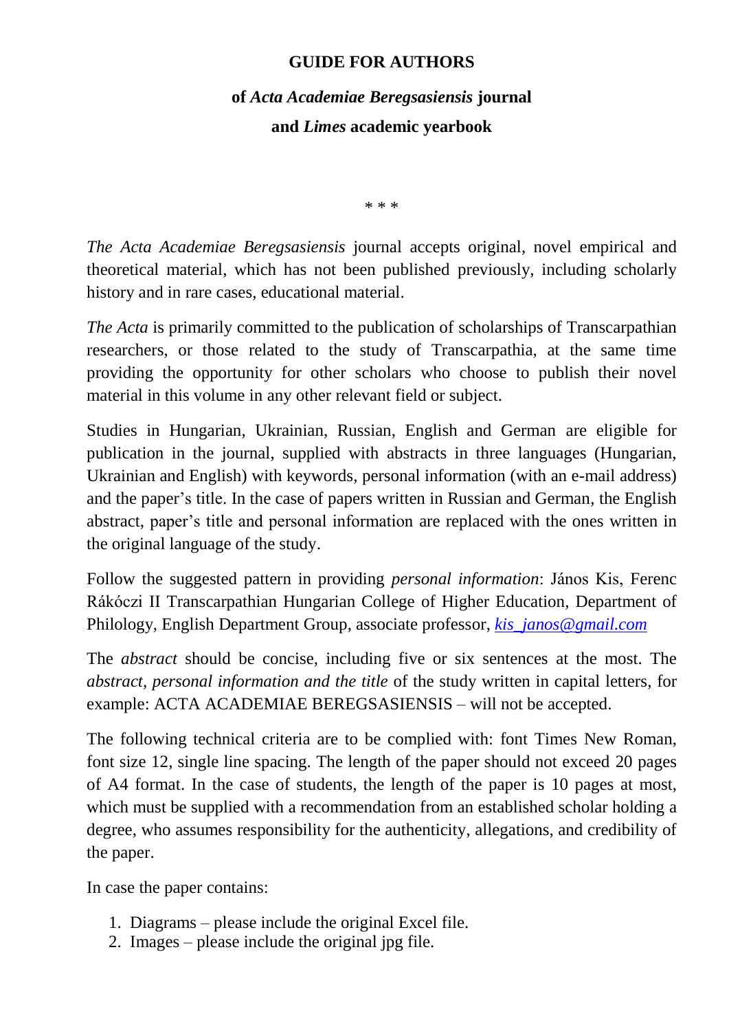# GUIDE FOR AUTHORS

## of *Acta Academiae Beregsasiensis* journal

## and *Limes* academic yearbook

\* \* \*

*The Acta Academiae Beregsasiensis* journal accepts original, novel empirical and theoretical material, which has not been published previously, including scholarly history and in rare cases, educational material.

*The Acta* is primarily committed to the publication of scholarships of Transcarpathian researchers, or those related to the study of Transcarpathia, at the same time providing the opportunity for other scholars who choose to publish their novel material in this volume in any other relevant field or subject.

Studies in Hungarian, Ukrainian, Russian, English and German are eligible for publication in the journal, supplied with abstracts in three languages (Hungarian, Ukrainian and English) with keywords, personal information (with an e-mail address) and the paper's title. In the case of papers written in Russian and German, the English abstract, paper's title and personal information are replaced with the ones written in the original language of the study.

Follow the suggested pattern in providing *personal information*: János Kis, Ferenc Rákóczi II Transcarpathian Hungarian College of Higher Education, Department of Philology, English Department Group, associate professor, kis_janos@gmail.com

The *abstract* should be concise, including five or six sentences at the most. The *abstract, personal information and the title* of the study written in capital letters, for example: ACTA ACADEMIAE BEREGSASIENSIS – will not be accepted.

The following technical criteria are to be complied with: font Times New Roman, font size 12, single line spacing. The length of the paper should not exceed 20 pages of A4 format. In the case of students, the length of the paper is 10 pages at most, which must be supplied with a recommendation from an established scholar holding a degree, who assumes responsibility for the authenticity, allegations, and credibility of the paper.

In case the paper contains:

1. Diagrams – please include the original Excel file.
2. Images – please include the original jpg file.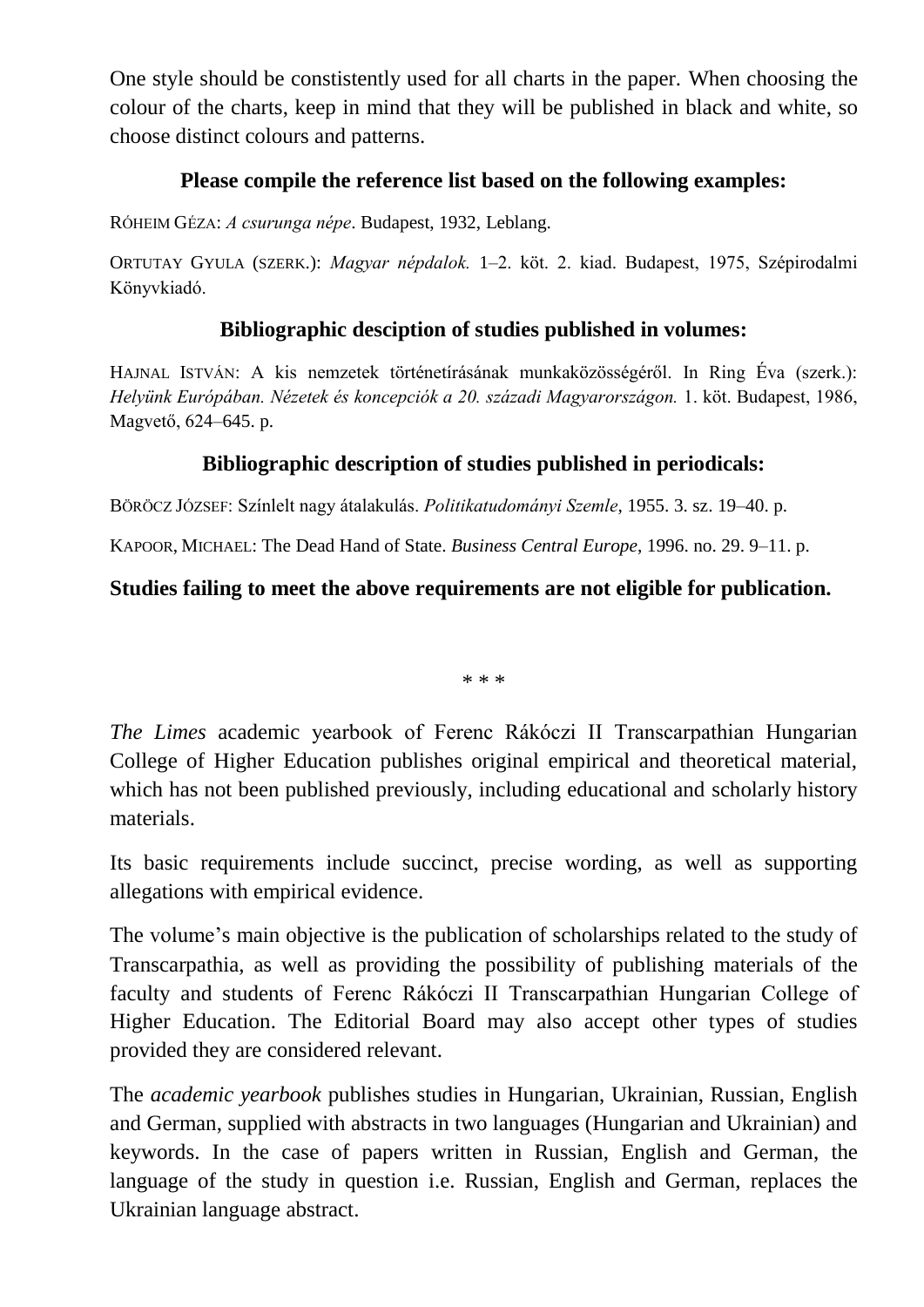One style should be constistently used for all charts in the paper. When choosing the colour of the charts, keep in mind that they will be published in black and white, so choose distinct colours and patterns.

**Please compile the reference list based on the following examples:**

RÓHEIM GÉZA: *A csurunga népe*. Budapest, 1932, Leblang.

ORTUTAY GYULA (SZERK.): *Magyar népdalok.* 1–2. köt. 2. kiad. Budapest, 1975, Szépirodalmi Könyvkiadó.

**Bibliographic desciption of studies published in volumes:**

HAJNAL ISTVÁN: A kis nemzetek történetírásának munkaközösségéről. In Ring Éva (szerk.): *Helyünk Európában. Nézetek és koncepciók a 20. századi Magyarországon.* 1. köt. Budapest, 1986, Magvető, 624–645. p.

**Bibliographic description of studies published in periodicals:**

BÖRÖCZ JÓZSEF: Színlelt nagy átalakulás. *Politikatudományi Szemle*, 1955. 3. sz. 19–40. p.

KAPOOR, MICHAEL: The Dead Hand of State. *Business Central Europe*, 1996. no. 29. 9–11. p.

**Studies failing to meet the above requirements are not eligible for publication.**

\* \* \*

*The Limes* academic yearbook of Ferenc Rákóczi II Transcarpathian Hungarian College of Higher Education publishes original empirical and theoretical material, which has not been published previously, including educational and scholarly history materials.

Its basic requirements include succinct, precise wording, as well as supporting allegations with empirical evidence.

The volume's main objective is the publication of scholarships related to the study of Transcarpathia, as well as providing the possibility of publishing materials of the faculty and students of Ferenc Rákóczi II Transcarpathian Hungarian College of Higher Education. The Editorial Board may also accept other types of studies provided they are considered relevant.

The *academic yearbook* publishes studies in Hungarian, Ukrainian, Russian, English and German, supplied with abstracts in two languages (Hungarian and Ukrainian) and keywords. In the case of papers written in Russian, English and German, the language of the study in question i.e. Russian, English and German, replaces the Ukrainian language abstract.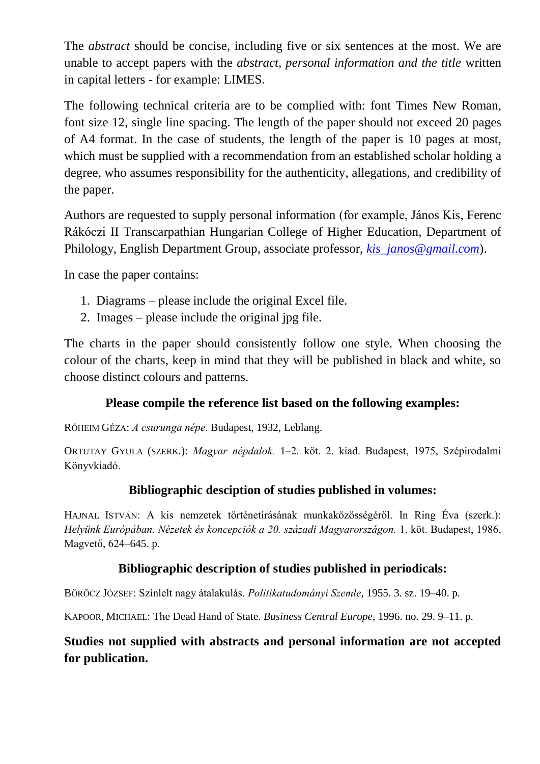The *abstract* should be concise, including five or six sentences at the most. We are unable to accept papers with the *abstract, personal information and the title* written in capital letters - for example: LIMES.

The following technical criteria are to be complied with: font Times New Roman, font size 12, single line spacing. The length of the paper should not exceed 20 pages of A4 format. In the case of students, the length of the paper is 10 pages at most, which must be supplied with a recommendation from an established scholar holding a degree, who assumes responsibility for the authenticity, allegations, and credibility of the paper.

Authors are requested to supply personal information (for example, János Kis, Ferenc Rákóczi II Transcarpathian Hungarian College of Higher Education, Department of Philology, English Department Group, associate professor, *kis_janos@gmail.com*).

In case the paper contains:

1. Diagrams – please include the original Excel file.
2. Images – please include the original jpg file.

The charts in the paper should consistently follow one style. When choosing the colour of the charts, keep in mind that they will be published in black and white, so choose distinct colours and patterns.

**Please compile the reference list based on the following examples:**

RÓHEIM GÉZA: *A csurunga népe*. Budapest, 1932, Leblang.

ORTUTAY GYULA (SZERK.): *Magyar népdalok.* 1–2. köt. 2. kiad. Budapest, 1975, Szépirodalmi Könyvkiadó.

**Bibliographic desciption of studies published in volumes:**

HAJNAL ISTVÁN: A kis nemzetek történetírásának munkaközösségéről. In Ring Éva (szerk.): *Helyünk Európában. Nézetek és koncepciók a 20. századi Magyarországon.* 1. köt. Budapest, 1986, Magvető, 624–645. p.

**Bibliographic description of studies published in periodicals:**

BÖRÖCZ JÓZSEF: Színlelt nagy átalakulás. *Politikatudományi Szemle*, 1955. 3. sz. 19–40. p.

KAPOOR, MICHAEL: The Dead Hand of State. *Business Central Europe*, 1996. no. 29. 9–11. p.

**Studies not supplied with abstracts and personal information are not accepted for publication.**